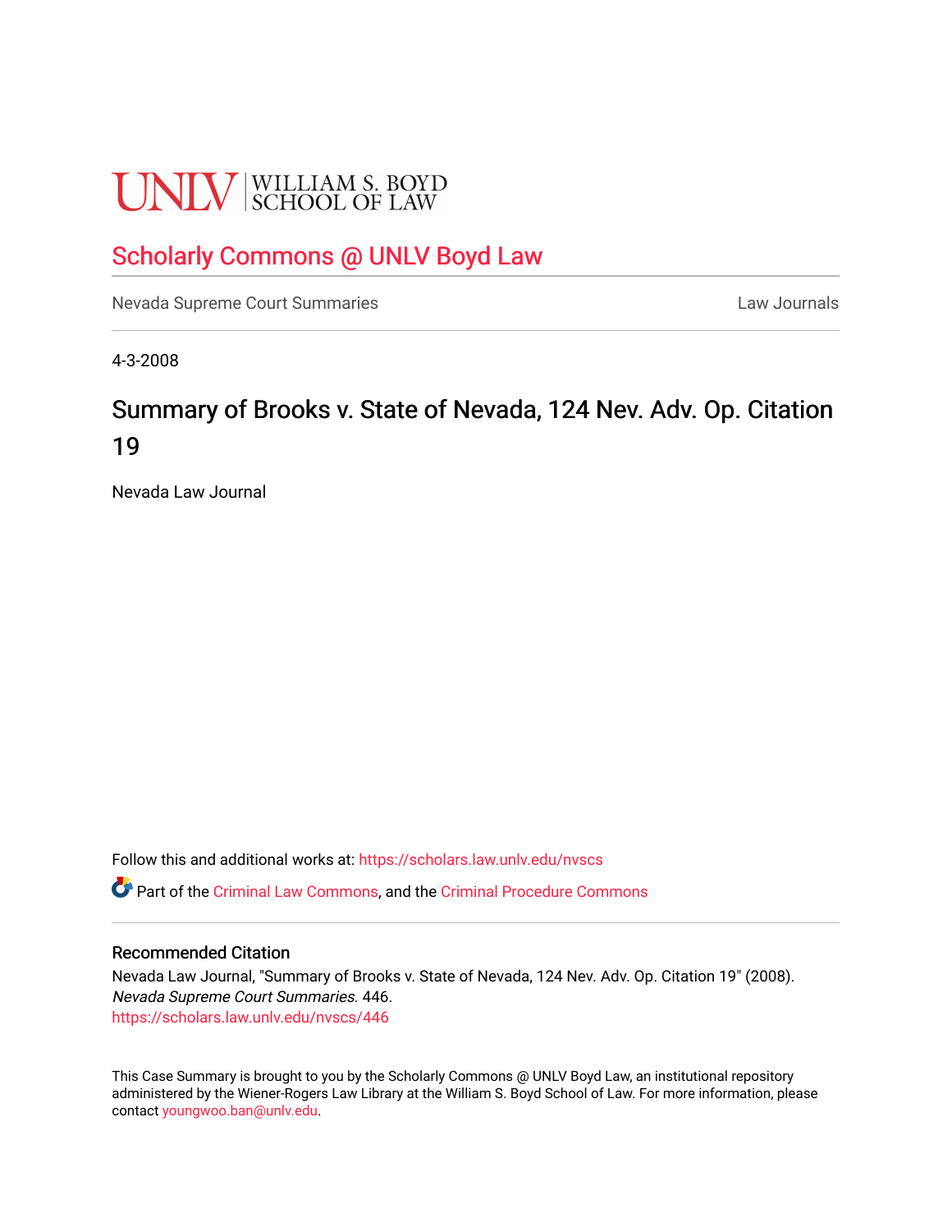UNLV | WILLIAM S. BOYD SCHOOL OF LAW

# Scholarly Commons @ UNLV Boyd Law

Nevada Supreme Court Summaries | Law Journals

4-3-2008

## Summary of Brooks v. State of Nevada, 124 Nev. Adv. Op. Citation 19

Nevada Law Journal

Follow this and additional works at: https://scholars.law.unlv.edu/nvscs

Part of the Criminal Law Commons, and the Criminal Procedure Commons

### Recommended Citation

Nevada Law Journal, "Summary of Brooks v. State of Nevada, 124 Nev. Adv. Op. Citation 19" (2008). *Nevada Supreme Court Summaries*. 446.
https://scholars.law.unlv.edu/nvscs/446

This Case Summary is brought to you by the Scholarly Commons @ UNLV Boyd Law, an institutional repository administered by the Wiener-Rogers Law Library at the William S. Boyd School of Law. For more information, please contact youngwoo.ban@unlv.edu.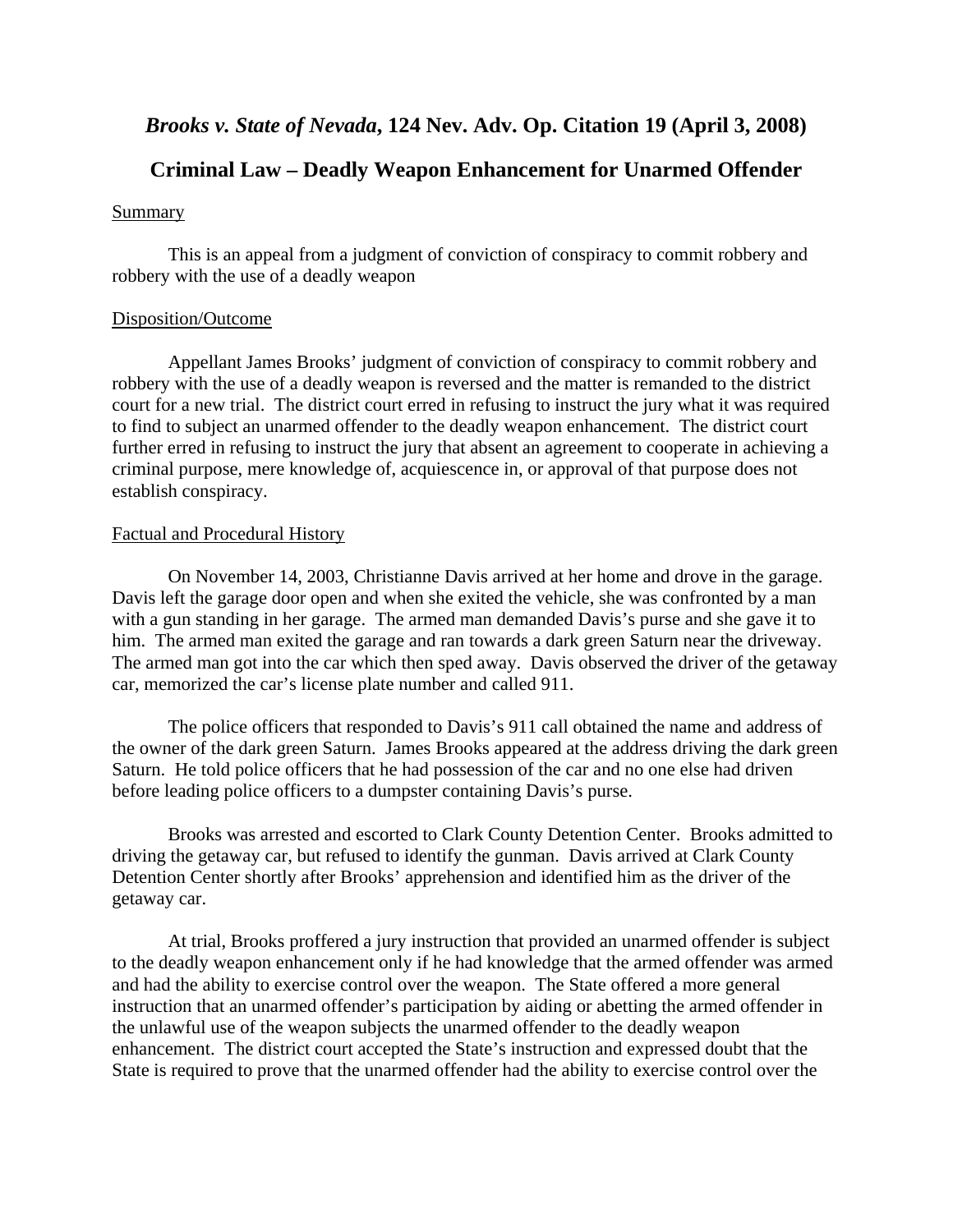# *Brooks v. State of Nevada*, 124 Nev. Adv. Op. Citation 19 (April 3, 2008)

## Criminal Law – Deadly Weapon Enhancement for Unarmed Offender

Summary

This is an appeal from a judgment of conviction of conspiracy to commit robbery and robbery with the use of a deadly weapon

Disposition/Outcome

Appellant James Brooks' judgment of conviction of conspiracy to commit robbery and robbery with the use of a deadly weapon is reversed and the matter is remanded to the district court for a new trial. The district court erred in refusing to instruct the jury what it was required to find to subject an unarmed offender to the deadly weapon enhancement. The district court further erred in refusing to instruct the jury that absent an agreement to cooperate in achieving a criminal purpose, mere knowledge of, acquiescence in, or approval of that purpose does not establish conspiracy.

Factual and Procedural History

On November 14, 2003, Christianne Davis arrived at her home and drove in the garage. Davis left the garage door open and when she exited the vehicle, she was confronted by a man with a gun standing in her garage. The armed man demanded Davis's purse and she gave it to him. The armed man exited the garage and ran towards a dark green Saturn near the driveway. The armed man got into the car which then sped away. Davis observed the driver of the getaway car, memorized the car's license plate number and called 911.

The police officers that responded to Davis's 911 call obtained the name and address of the owner of the dark green Saturn. James Brooks appeared at the address driving the dark green Saturn. He told police officers that he had possession of the car and no one else had driven before leading police officers to a dumpster containing Davis's purse.

Brooks was arrested and escorted to Clark County Detention Center. Brooks admitted to driving the getaway car, but refused to identify the gunman. Davis arrived at Clark County Detention Center shortly after Brooks' apprehension and identified him as the driver of the getaway car.

At trial, Brooks proffered a jury instruction that provided an unarmed offender is subject to the deadly weapon enhancement only if he had knowledge that the armed offender was armed and had the ability to exercise control over the weapon. The State offered a more general instruction that an unarmed offender's participation by aiding or abetting the armed offender in the unlawful use of the weapon subjects the unarmed offender to the deadly weapon enhancement. The district court accepted the State's instruction and expressed doubt that the State is required to prove that the unarmed offender had the ability to exercise control over the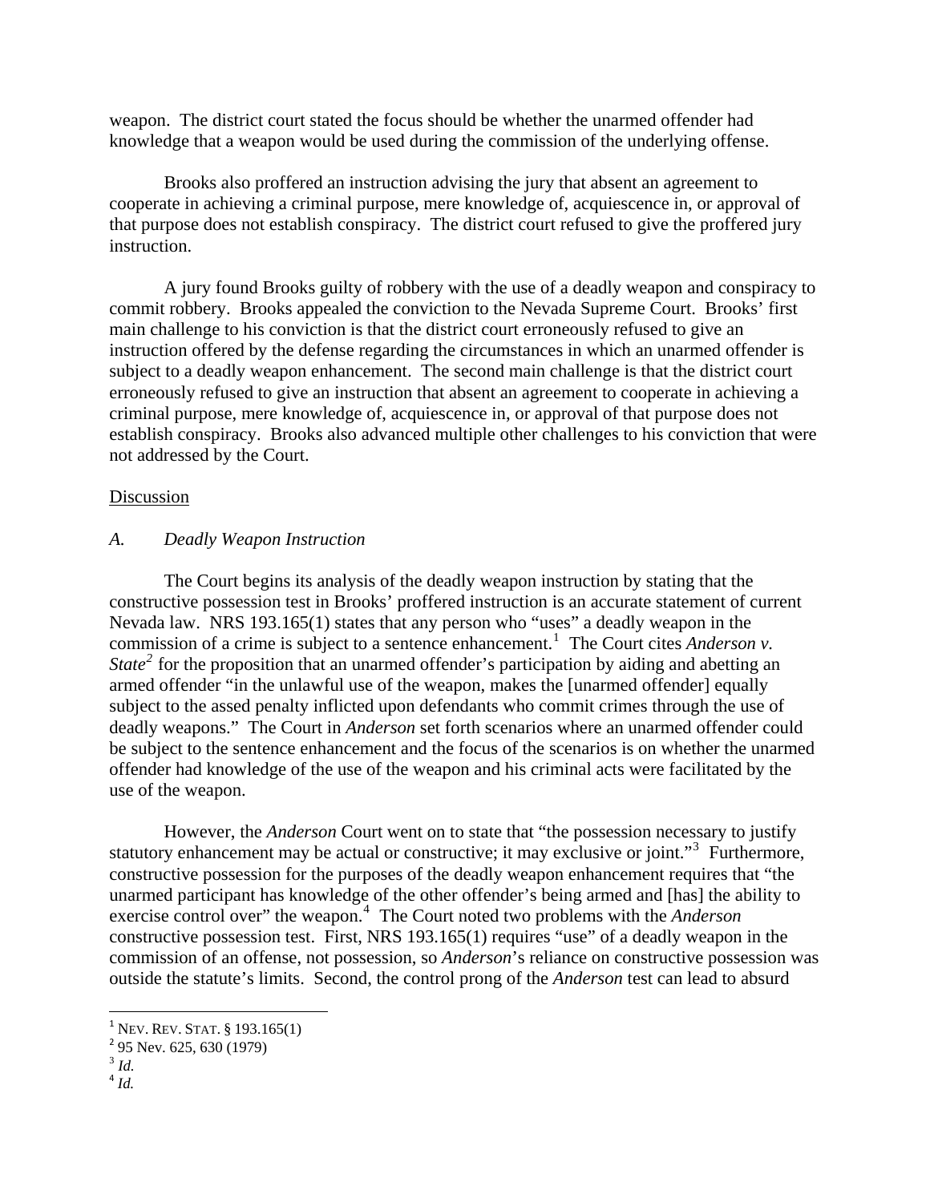weapon. The district court stated the focus should be whether the unarmed offender had knowledge that a weapon would be used during the commission of the underlying offense.

Brooks also proffered an instruction advising the jury that absent an agreement to cooperate in achieving a criminal purpose, mere knowledge of, acquiescence in, or approval of that purpose does not establish conspiracy. The district court refused to give the proffered jury instruction.

A jury found Brooks guilty of robbery with the use of a deadly weapon and conspiracy to commit robbery. Brooks appealed the conviction to the Nevada Supreme Court. Brooks' first main challenge to his conviction is that the district court erroneously refused to give an instruction offered by the defense regarding the circumstances in which an unarmed offender is subject to a deadly weapon enhancement. The second main challenge is that the district court erroneously refused to give an instruction that absent an agreement to cooperate in achieving a criminal purpose, mere knowledge of, acquiescence in, or approval of that purpose does not establish conspiracy. Brooks also advanced multiple other challenges to his conviction that were not addressed by the Court.

Discussion

*A. Deadly Weapon Instruction*

The Court begins its analysis of the deadly weapon instruction by stating that the constructive possession test in Brooks' proffered instruction is an accurate statement of current Nevada law. NRS 193.165(1) states that any person who "uses" a deadly weapon in the commission of a crime is subject to a sentence enhancement.[1] The Court cites *Anderson v. State*[2] for the proposition that an unarmed offender's participation by aiding and abetting an armed offender "in the unlawful use of the weapon, makes the [unarmed offender] equally subject to the assed penalty inflicted upon defendants who commit crimes through the use of deadly weapons." The Court in *Anderson* set forth scenarios where an unarmed offender could be subject to the sentence enhancement and the focus of the scenarios is on whether the unarmed offender had knowledge of the use of the weapon and his criminal acts were facilitated by the use of the weapon.

However, the *Anderson* Court went on to state that "the possession necessary to justify statutory enhancement may be actual or constructive; it may exclusive or joint."[3] Furthermore, constructive possession for the purposes of the deadly weapon enhancement requires that "the unarmed participant has knowledge of the other offender's being armed and [has] the ability to exercise control over" the weapon.[4] The Court noted two problems with the *Anderson* constructive possession test. First, NRS 193.165(1) requires "use" of a deadly weapon in the commission of an offense, not possession, so *Anderson*'s reliance on constructive possession was outside the statute's limits. Second, the control prong of the *Anderson* test can lead to absurd

---

[1] NEV. REV. STAT. § 193.165(1)
[2] 95 Nev. 625, 630 (1979)
[3] *Id.*
[4] *Id.*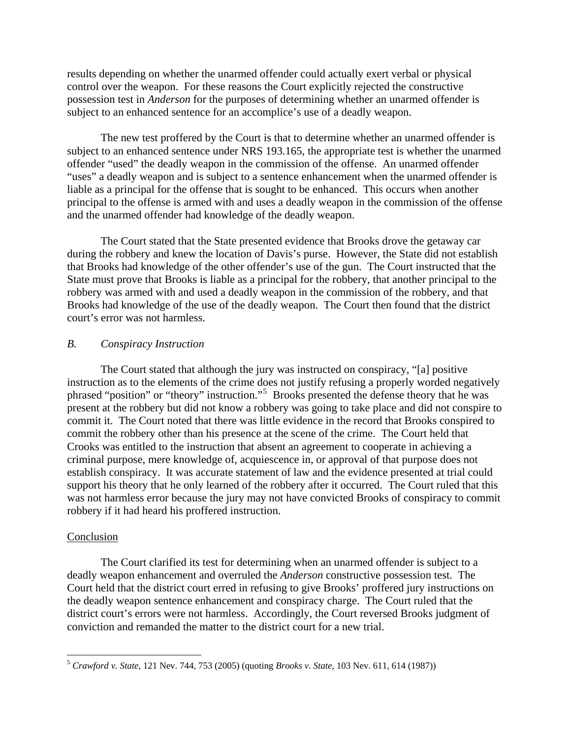results depending on whether the unarmed offender could actually exert verbal or physical control over the weapon. For these reasons the Court explicitly rejected the constructive possession test in *Anderson* for the purposes of determining whether an unarmed offender is subject to an enhanced sentence for an accomplice's use of a deadly weapon.

The new test proffered by the Court is that to determine whether an unarmed offender is subject to an enhanced sentence under NRS 193.165, the appropriate test is whether the unarmed offender "used" the deadly weapon in the commission of the offense. An unarmed offender "uses" a deadly weapon and is subject to a sentence enhancement when the unarmed offender is liable as a principal for the offense that is sought to be enhanced. This occurs when another principal to the offense is armed with and uses a deadly weapon in the commission of the offense and the unarmed offender had knowledge of the deadly weapon.

The Court stated that the State presented evidence that Brooks drove the getaway car during the robbery and knew the location of Davis's purse. However, the State did not establish that Brooks had knowledge of the other offender's use of the gun. The Court instructed that the State must prove that Brooks is liable as a principal for the robbery, that another principal to the robbery was armed with and used a deadly weapon in the commission of the robbery, and that Brooks had knowledge of the use of the deadly weapon. The Court then found that the district court's error was not harmless.

### *B. Conspiracy Instruction*

The Court stated that although the jury was instructed on conspiracy, "[a] positive instruction as to the elements of the crime does not justify refusing a properly worded negatively phrased "position" or "theory" instruction."[5] Brooks presented the defense theory that he was present at the robbery but did not know a robbery was going to take place and did not conspire to commit it. The Court noted that there was little evidence in the record that Brooks conspired to commit the robbery other than his presence at the scene of the crime. The Court held that Crooks was entitled to the instruction that absent an agreement to cooperate in achieving a criminal purpose, mere knowledge of, acquiescence in, or approval of that purpose does not establish conspiracy. It was accurate statement of law and the evidence presented at trial could support his theory that he only learned of the robbery after it occurred. The Court ruled that this was not harmless error because the jury may not have convicted Brooks of conspiracy to commit robbery if it had heard his proffered instruction.

## Conclusion

The Court clarified its test for determining when an unarmed offender is subject to a deadly weapon enhancement and overruled the *Anderson* constructive possession test. The Court held that the district court erred in refusing to give Brooks' proffered jury instructions on the deadly weapon sentence enhancement and conspiracy charge. The Court ruled that the district court's errors were not harmless. Accordingly, the Court reversed Brooks judgment of conviction and remanded the matter to the district court for a new trial.

---

[5] *Crawford v. State*, 121 Nev. 744, 753 (2005) (quoting *Brooks v. State*, 103 Nev. 611, 614 (1987))